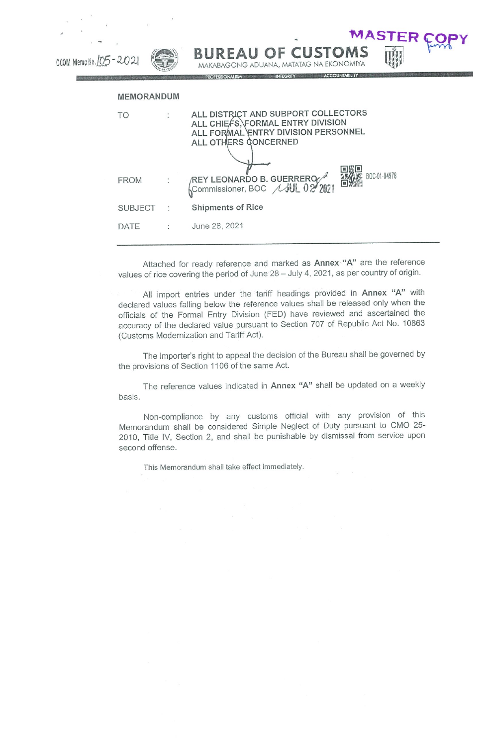OCOM Memo No. 105-2021

MASTER COPY

# BUREAU OF CUSTOMS

MAKABAGONG ADUANA, MATATAG NA EKONOMIYA

PROFESSIONALISM INTEGRITY ACCOUNTABILITY

## MEMORANDUM

TO : ALL DISTRICT AND SUPPORT COLLECTORS
ALL CHIEFS, FORMAL ENTRY DIVISION
ALL FORMAL ENTRY DIVISION PERSONNEL
ALL OTHERS CONCERNED

FROM : REY LEONARDO B. GUERRERO
Commissioner, BOC JUL 02 2021

BOC-01-04978

SUBJECT : Shipments of Rice

DATE : June 28, 2021

---

Attached for ready reference and marked as **Annex "A"** are the reference values of rice covering the period of June 28 – July 4, 2021, as per country of origin.

All import entries under the tariff headings provided in **Annex "A"** with declared values falling below the reference values shall be released only when the officials of the Formal Entry Division (FED) have reviewed and ascertained the accuracy of the declared value pursuant to Section 707 of Republic Act No. 10863 (Customs Modernization and Tariff Act).

The importer's right to appeal the decision of the Bureau shall be governed by the provisions of Section 1106 of the same Act.

The reference values indicated in **Annex "A"** shall be updated on a weekly basis.

Non-compliance by any customs official with any provision of this Memorandum shall be considered Simple Neglect of Duty pursuant to CMO 25-2010, Title IV, Section 2, and shall be punishable by dismissal from service upon second offense.

This Memorandum shall take effect immediately.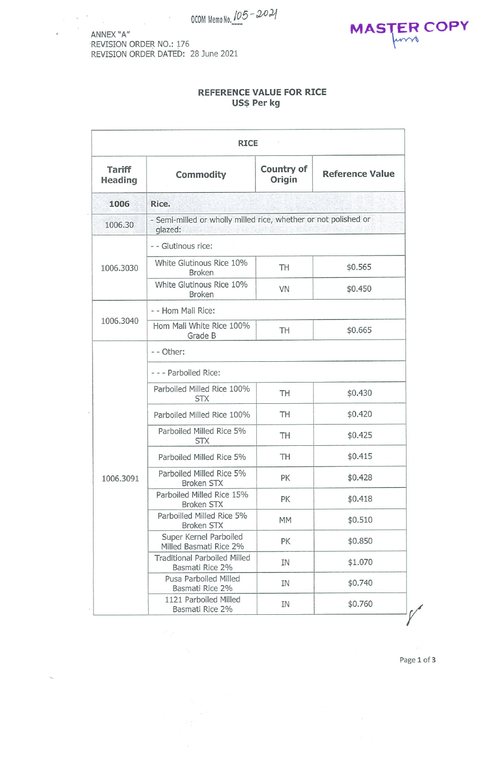OCOM Memo No. 105-2021

MASTER COPY

ANNEX "A"
REVISION ORDER NO.: 176
REVISION ORDER DATED: 28 June 2021

## REFERENCE VALUE FOR RICE
### US$ Per kg

| RICE | | | |
|---|---|---|---|
| **Tariff Heading** | **Commodity** | **Country of Origin** | **Reference Value** |
| **1006** | **Rice.** | | |
| 1006.30 | - Semi-milled or wholly milled rice, whether or not polished or glazed: | | |
| 1006.3030 | - - Glutinous rice: | | |
| | White Glutinous Rice 10% Broken | TH | $0.565 |
| | White Glutinous Rice 10% Broken | VN | $0.450 |
| 1006.3040 | - - Hom Mali Rice: | | |
| | Hom Mali White Rice 100% Grade B | TH | $0.665 |
| 1006.3091 | - - Other: | | |
| | - - - Parboiled Rice: | | |
| | Parboiled Milled Rice 100% STX | TH | $0.430 |
| | Parboiled Milled Rice 100% | TH | $0.420 |
| | Parboiled Milled Rice 5% STX | TH | $0.425 |
| | Parboiled Milled Rice 5% | TH | $0.415 |
| | Parboiled Milled Rice 5% Broken STX | PK | $0.428 |
| | Parboiled Milled Rice 15% Broken STX | PK | $0.418 |
| | Parboilled Milled Rice 5% Broken STX | MM | $0.510 |
| | Super Kernel Parboiled Milled Basmati Rice 2% | PK | $0.850 |
| | Traditional Parboiled Milled Basmati Rice 2% | IN | $1.070 |
| | Pusa Parboiled Milled Basmati Rice 2% | IN | $0.740 |
| | 1121 Parboiled Milled Basmati Rice 2% | IN | $0.760 |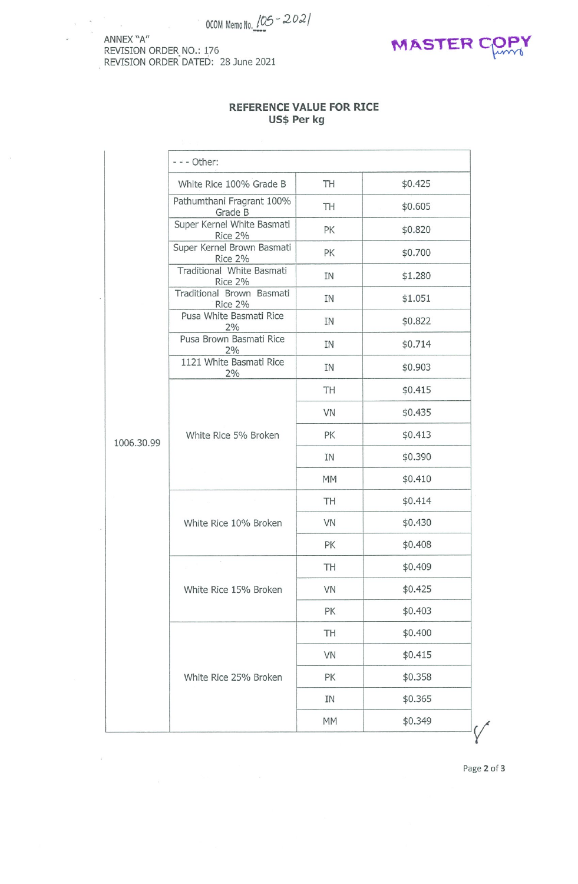OCOM Memo No. 105-2021

ANNEX "A"
REVISION ORDER NO.: 176
REVISION ORDER DATED: 28 June 2021

MASTER COPY

## REFERENCE VALUE FOR RICE
### US$ Per kg

| | | | |
|---|---|---|---|
| 1006.30.99 | - - - Other: | | |
| | White Rice 100% Grade B | TH | $0.425 |
| | Pathumthani Fragrant 100% Grade B | TH | $0.605 |
| | Super Kernel White Basmati Rice 2% | PK | $0.820 |
| | Super Kernel Brown Basmati Rice 2% | PK | $0.700 |
| | Traditional White Basmati Rice 2% | IN | $1.280 |
| | Traditional Brown Basmati Rice 2% | IN | $1.051 |
| | Pusa White Basmati Rice 2% | IN | $0.822 |
| | Pusa Brown Basmati Rice 2% | IN | $0.714 |
| | 1121 White Basmati Rice 2% | IN | $0.903 |
| | White Rice 5% Broken | TH | $0.415 |
| | | VN | $0.435 |
| | | PK | $0.413 |
| | | IN | $0.390 |
| | | MM | $0.410 |
| | White Rice 10% Broken | TH | $0.414 |
| | | VN | $0.430 |
| | | PK | $0.408 |
| | White Rice 15% Broken | TH | $0.409 |
| | | VN | $0.425 |
| | | PK | $0.403 |
| | White Rice 25% Broken | TH | $0.400 |
| | | VN | $0.415 |
| | | PK | $0.358 |
| | | IN | $0.365 |
| | | MM | $0.349 |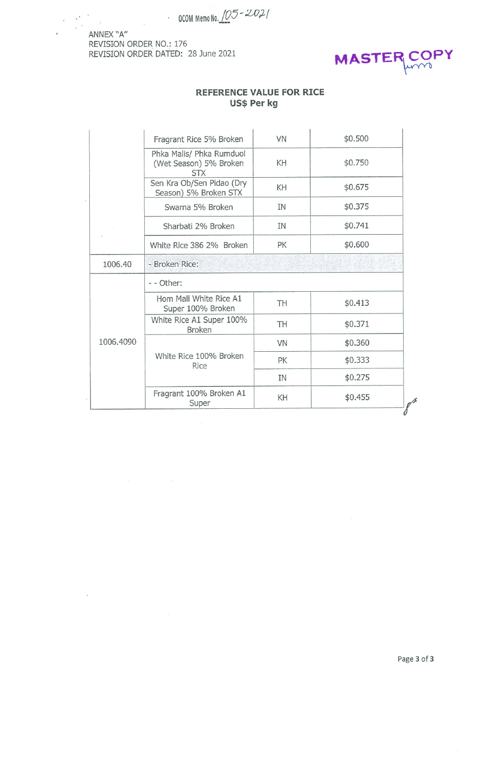OCOM Memo No. 105-2021

ANNEX "A"
REVISION ORDER NO.: 176
REVISION ORDER DATED: 28 June 2021

MASTER COPY

## REFERENCE VALUE FOR RICE
**US$ Per kg**

| | | | |
|---|---|---|---|
| | Fragrant Rice 5% Broken | VN | $0.500 |
| | Phka Malis/ Phka Rumduol (Wet Season) 5% Broken STX | KH | $0.750 |
| | Sen Kra Ob/Sen Pidao (Dry Season) 5% Broken STX | KH | $0.675 |
| | Swarna 5% Broken | IN | $0.375 |
| | Sharbati 2% Broken | IN | $0.741 |
| | White Rice 386 2% Broken | PK | $0.600 |
| 1006.40 | - Broken Rice: | | |
| 1006.4090 | - - Other: | | |
| | Hom Mali White Rice A1 Super 100% Broken | TH | $0.413 |
| | White Rice A1 Super 100% Broken | TH | $0.371 |
| | White Rice 100% Broken Rice | VN | $0.360 |
| | | PK | $0.333 |
| | | IN | $0.275 |
| | Fragrant 100% Broken A1 Super | KH | $0.455 |